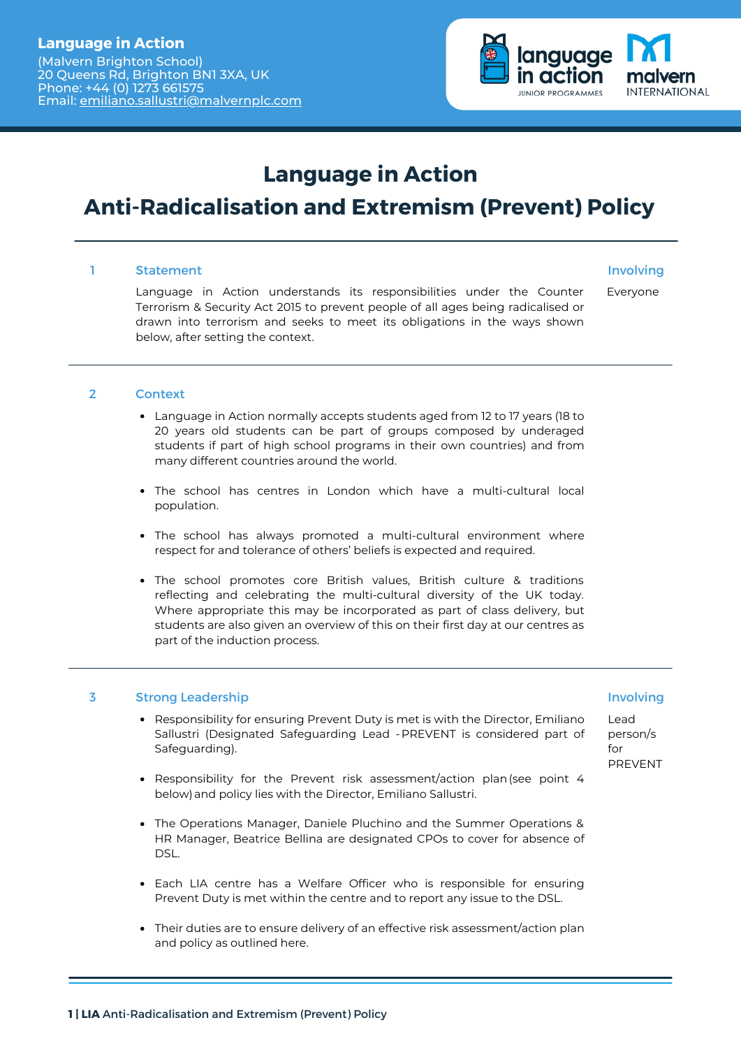**Language in Action**
(Malvern Brighton School)
20 Queens Rd, Brighton BN1 3XA, UK
Phone: +44 (0) 1273 661575
Email: emiliano.sallustri@malvernplc.com

# Language in Action
# Anti-Radicalisation and Extremism (Prevent) Policy

## 1 Statement

**Involving:** Everyone

Language in Action understands its responsibilities under the Counter Terrorism & Security Act 2015 to prevent people of all ages being radicalised or drawn into terrorism and seeks to meet its obligations in the ways shown below, after setting the context.

## 2 Context

- Language in Action normally accepts students aged from 12 to 17 years (18 to 20 years old students can be part of groups composed by underaged students if part of high school programs in their own countries) and from many different countries around the world.
- The school has centres in London which have a multi-cultural local population.
- The school has always promoted a multi-cultural environment where respect for and tolerance of others' beliefs is expected and required.
- The school promotes core British values, British culture & traditions reflecting and celebrating the multi-cultural diversity of the UK today. Where appropriate this may be incorporated as part of class delivery, but students are also given an overview of this on their first day at our centres as part of the induction process.

## 3 Strong Leadership

**Involving:** Lead person/s for PREVENT

- Responsibility for ensuring Prevent Duty is met is with the Director, Emiliano Sallustri (Designated Safeguarding Lead - PREVENT is considered part of Safeguarding).
- Responsibility for the Prevent risk assessment/action plan (see point 4 below) and policy lies with the Director, Emiliano Sallustri.
- The Operations Manager, Daniele Pluchino and the Summer Operations & HR Manager, Beatrice Bellina are designated CPOs to cover for absence of DSL.
- Each LIA centre has a Welfare Officer who is responsible for ensuring Prevent Duty is met within the centre and to report any issue to the DSL.
- Their duties are to ensure delivery of an effective risk assessment/action plan and policy as outlined here.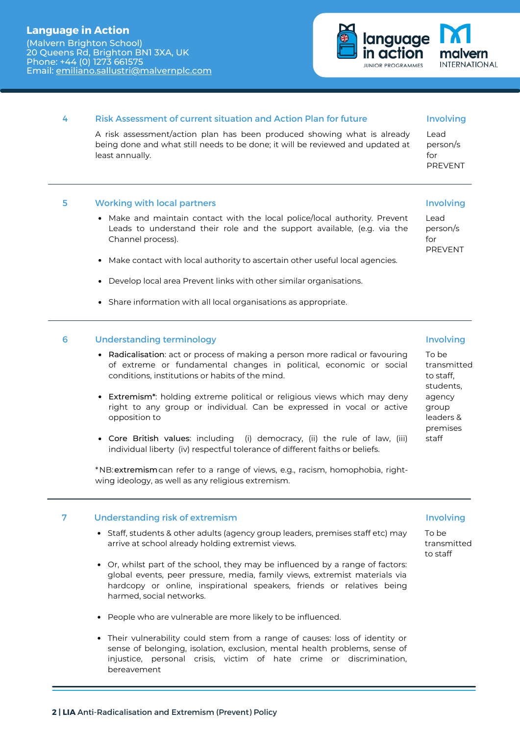## 4 Risk Assessment of current situation and Action Plan for future

A risk assessment/action plan has been produced showing what is already being done and what still needs to be done; it will be reviewed and updated at least annually.

**Involving:** Lead person/s for PREVENT

---

## 5 Working with local partners

- Make and maintain contact with the local police/local authority. Prevent Leads to understand their role and the support available, (e.g. via the Channel process).
- Make contact with local authority to ascertain other useful local agencies.
- Develop local area Prevent links with other similar organisations.
- Share information with all local organisations as appropriate.

**Involving:** Lead person/s for PREVENT

---

## 6 Understanding terminology

- **Radicalisation**: act or process of making a person more radical or favouring of extreme or fundamental changes in political, economic or social conditions, institutions or habits of the mind.
- **Extremism***: holding extreme political or religious views which may deny right to any group or individual. Can be expressed in vocal or active opposition to
- **Core British values**: including (i) democracy, (ii) the rule of law, (iii) individual liberty (iv) respectful tolerance of different faiths or beliefs.

*NB: **extremism** can refer to a range of views, e.g., racism, homophobia, right-wing ideology, as well as any religious extremism.

**Involving:** To be transmitted to staff, students, agency group leaders & premises staff

---

## 7 Understanding risk of extremism

- Staff, students & other adults (agency group leaders, premises staff etc) may arrive at school already holding extremist views.
- Or, whilst part of the school, they may be influenced by a range of factors: global events, peer pressure, media, family views, extremist materials via hardcopy or online, inspirational speakers, friends or relatives being harmed, social networks.
- People who are vulnerable are more likely to be influenced.
- Their vulnerability could stem from a range of causes: loss of identity or sense of belonging, isolation, exclusion, mental health problems, sense of injustice, personal crisis, victim of hate crime or discrimination, bereavement

**Involving:** To be transmitted to staff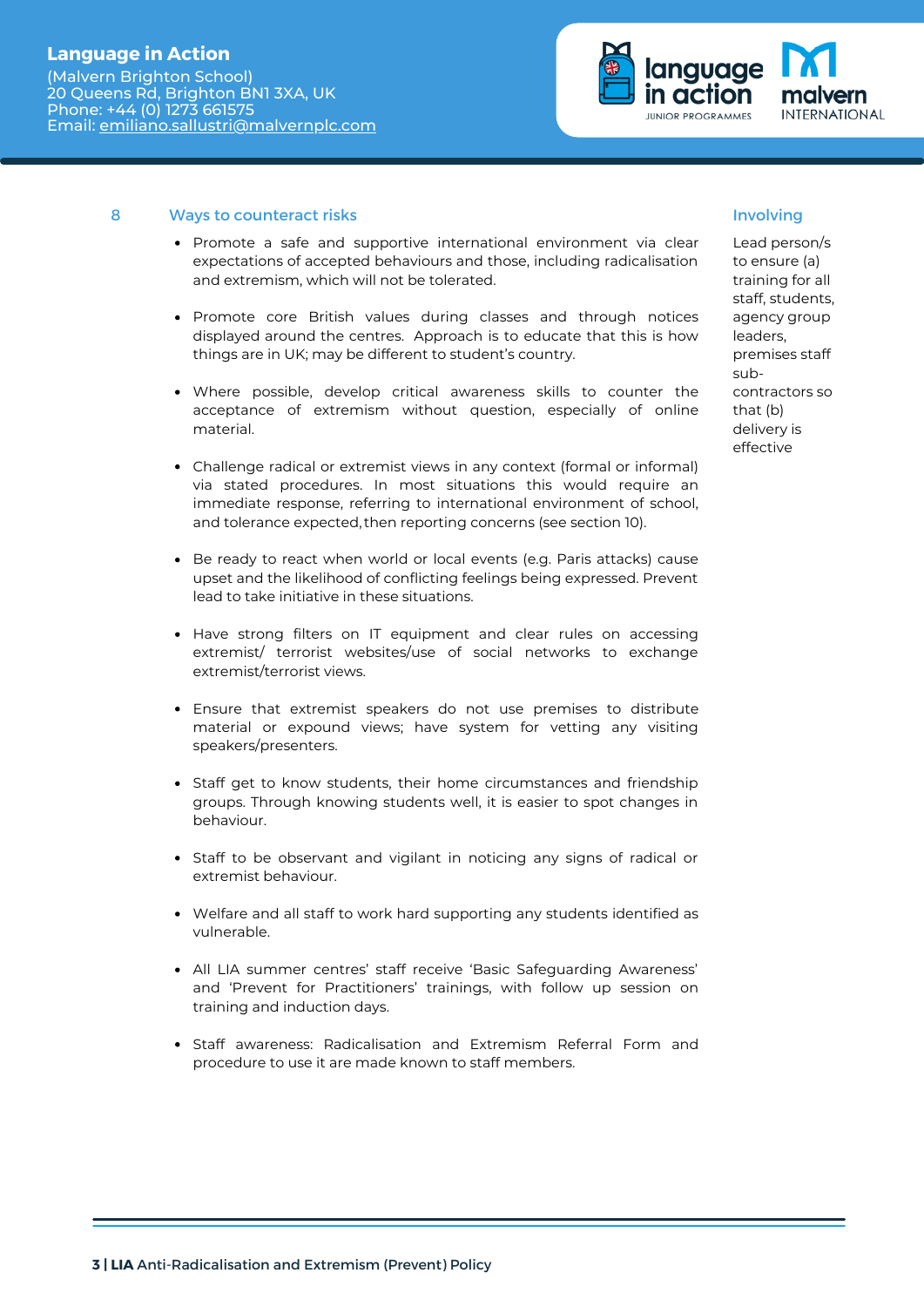## 8 Ways to counteract risks

- Promote a safe and supportive international environment via clear expectations of accepted behaviours and those, including radicalisation and extremism, which will not be tolerated.

- Promote core British values during classes and through notices displayed around the centres. Approach is to educate that this is how things are in UK; may be different to student's country.

- Where possible, develop critical awareness skills to counter the acceptance of extremism without question, especially of online material.

- Challenge radical or extremist views in any context (formal or informal) via stated procedures. In most situations this would require an immediate response, referring to international environment of school, and tolerance expected, then reporting concerns (see section 10).

- Be ready to react when world or local events (e.g. Paris attacks) cause upset and the likelihood of conflicting feelings being expressed. Prevent lead to take initiative in these situations.

- Have strong filters on IT equipment and clear rules on accessing extremist/ terrorist websites/use of social networks to exchange extremist/terrorist views.

- Ensure that extremist speakers do not use premises to distribute material or expound views; have system for vetting any visiting speakers/presenters.

- Staff get to know students, their home circumstances and friendship groups. Through knowing students well, it is easier to spot changes in behaviour.

- Staff to be observant and vigilant in noticing any signs of radical or extremist behaviour.

- Welfare and all staff to work hard supporting any students identified as vulnerable.

- All LIA summer centres' staff receive 'Basic Safeguarding Awareness' and 'Prevent for Practitioners' trainings, with follow up session on training and induction days.

- Staff awareness: Radicalisation and Extremism Referral Form and procedure to use it are made known to staff members.

### Involving

Lead person/s to ensure (a) training for all staff, students, agency group leaders, premises staff sub-contractors so that (b) delivery is effective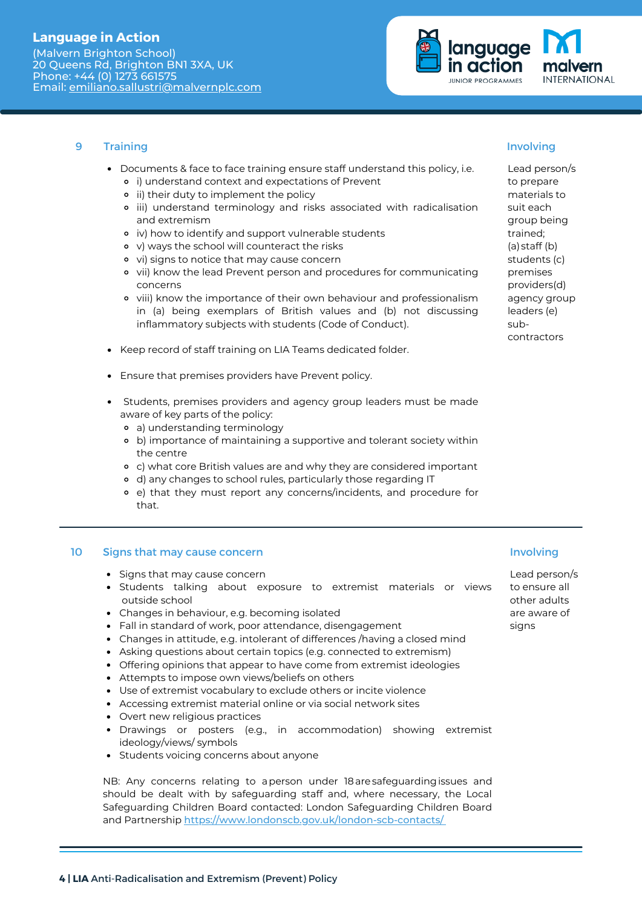## 9 Training

**Involving**

Lead person/s to prepare materials to suit each group being trained; (a) staff (b) students (c) premises providers(d) agency group leaders (e) sub-contractors

- Documents & face to face training ensure staff understand this policy, i.e.
  - i) understand context and expectations of Prevent
  - ii) their duty to implement the policy
  - iii) understand terminology and risks associated with radicalisation and extremism
  - iv) how to identify and support vulnerable students
  - v) ways the school will counteract the risks
  - vi) signs to notice that may cause concern
  - vii) know the lead Prevent person and procedures for communicating concerns
  - viii) know the importance of their own behaviour and professionalism in (a) being exemplars of British values and (b) not discussing inflammatory subjects with students (Code of Conduct).
- Keep record of staff training on LIA Teams dedicated folder.
- Ensure that premises providers have Prevent policy.
- Students, premises providers and agency group leaders must be made aware of key parts of the policy:
  - a) understanding terminology
  - b) importance of maintaining a supportive and tolerant society within the centre
  - c) what core British values are and why they are considered important
  - d) any changes to school rules, particularly those regarding IT
  - e) that they must report any concerns/incidents, and procedure for that.

## 10 Signs that may cause concern

**Involving**

Lead person/s to ensure all other adults are aware of signs

- Signs that may cause concern
- Students talking about exposure to extremist materials or views outside school
- Changes in behaviour, e.g. becoming isolated
- Fall in standard of work, poor attendance, disengagement
- Changes in attitude, e.g. intolerant of differences /having a closed mind
- Asking questions about certain topics (e.g. connected to extremism)
- Offering opinions that appear to have come from extremist ideologies
- Attempts to impose own views/beliefs on others
- Use of extremist vocabulary to exclude others or incite violence
- Accessing extremist material online or via social network sites
- Overt new religious practices
- Drawings or posters (e.g., in accommodation) showing extremist ideology/views/ symbols
- Students voicing concerns about anyone

NB: Any concerns relating to a person under 18 are safeguarding issues and should be dealt with by safeguarding staff and, where necessary, the Local Safeguarding Children Board contacted: London Safeguarding Children Board and Partnership https://www.londonscb.gov.uk/london-scb-contacts/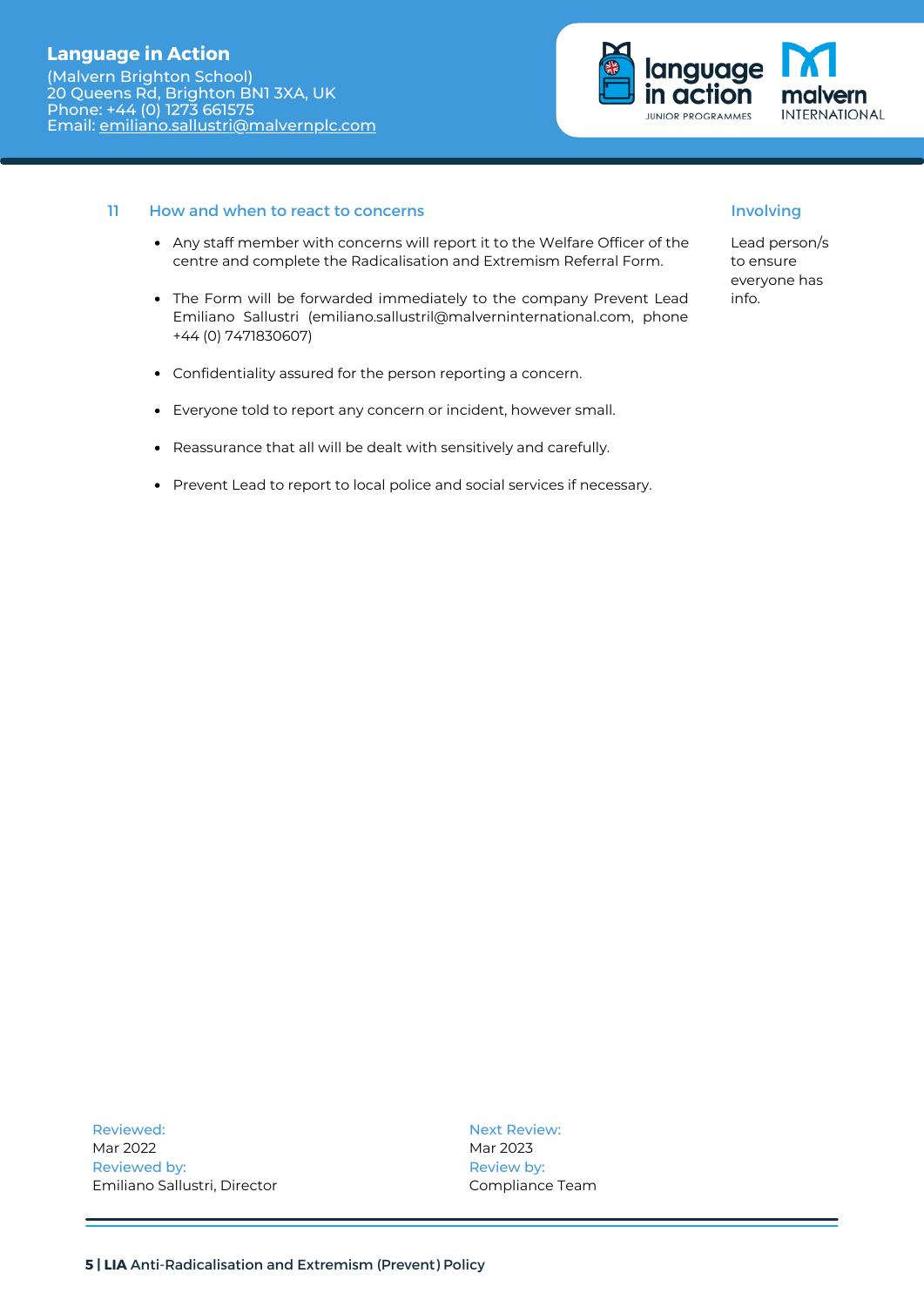## 11 How and when to react to concerns

- Any staff member with concerns will report it to the Welfare Officer of the centre and complete the Radicalisation and Extremism Referral Form.
- The Form will be forwarded immediately to the company Prevent Lead Emiliano Sallustri (emiliano.sallustril@malverninternational.com, phone +44 (0) 7471830607)
- Confidentiality assured for the person reporting a concern.
- Everyone told to report any concern or incident, however small.
- Reassurance that all will be dealt with sensitively and carefully.
- Prevent Lead to report to local police and social services if necessary.

**Involving**

Lead person/s to ensure everyone has info.

Reviewed:
Mar 2022
Reviewed by:
Emiliano Sallustri, Director

Next Review:
Mar 2023
Review by:
Compliance Team